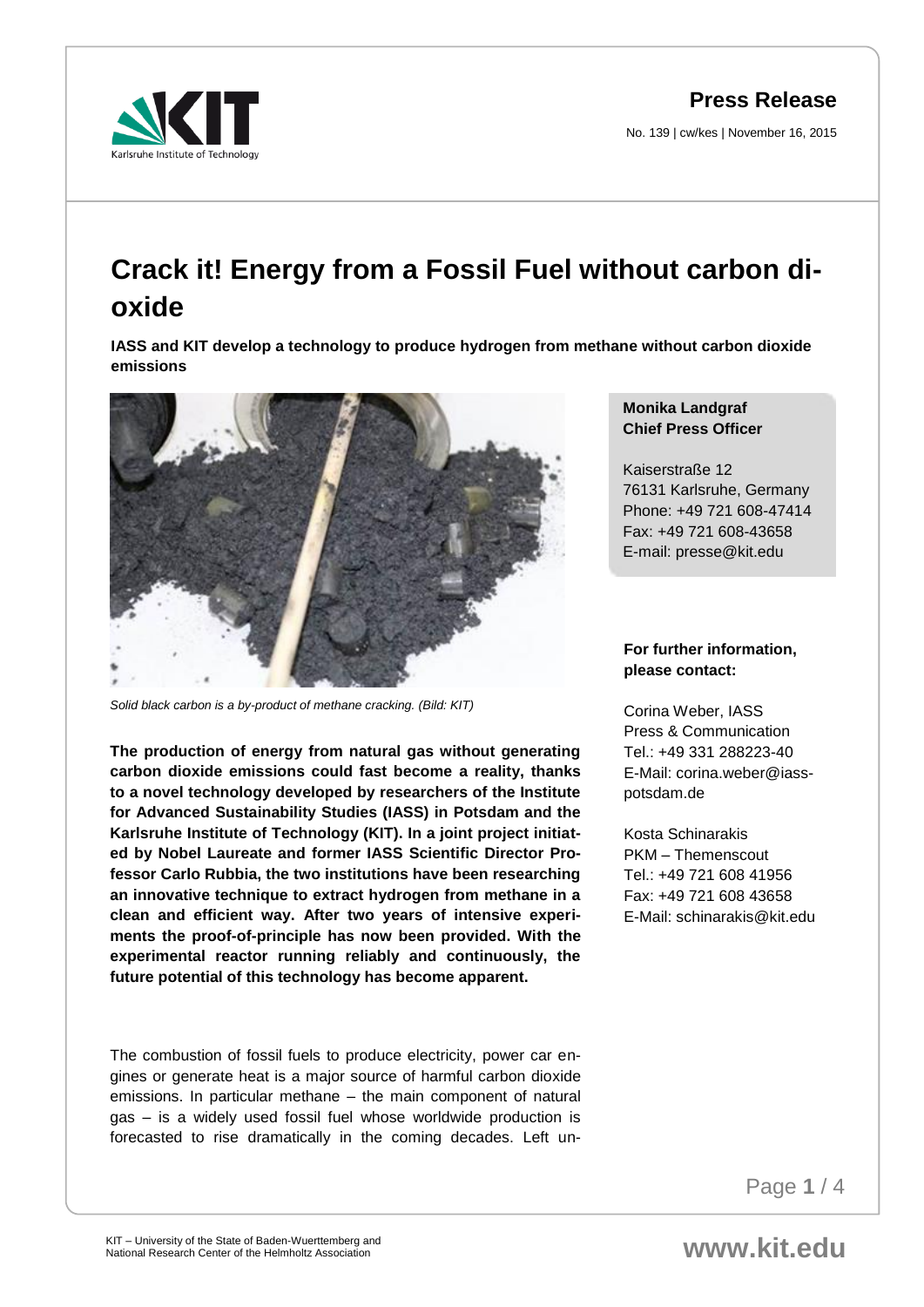# Press Release

No. 139 | cw/kes | November 16, 2015

# Crack it! Energy from a Fossil Fuel without carbon dioxide

**IASS and KIT develop a technology to produce hydrogen from methane without carbon dioxide emissions**

*Solid black carbon is a by-product of methane cracking. (Bild: KIT)*

**The production of energy from natural gas without generating carbon dioxide emissions could fast become a reality, thanks to a novel technology developed by researchers of the Institute for Advanced Sustainability Studies (IASS) in Potsdam and the Karlsruhe Institute of Technology (KIT). In a joint project initiated by Nobel Laureate and former IASS Scientific Director Professor Carlo Rubbia, the two institutions have been researching an innovative technique to extract hydrogen from methane in a clean and efficient way. After two years of intensive experiments the proof-of-principle has now been provided. With the experimental reactor running reliably and continuously, the future potential of this technology has become apparent.**

The combustion of fossil fuels to produce electricity, power car engines or generate heat is a major source of harmful carbon dioxide emissions. In particular methane – the main component of natural gas – is a widely used fossil fuel whose worldwide production is forecasted to rise dramatically in the coming decades. Left un-

**Monika Landgraf**
**Chief Press Officer**

Kaiserstraße 12
76131 Karlsruhe, Germany
Phone: +49 721 608-47414
Fax: +49 721 608-43658
E-mail: presse@kit.edu

**For further information, please contact:**

Corina Weber, IASS
Press & Communication
Tel.: +49 331 288223-40
E-Mail: corina.weber@iass-potsdam.de

Kosta Schinarakis
PKM – Themenscout
Tel.: +49 721 608 41956
Fax: +49 721 608 43658
E-Mail: schinarakis@kit.edu

KIT – University of the State of Baden-Wuerttemberg and National Research Center of the Helmholtz Association

www.kit.edu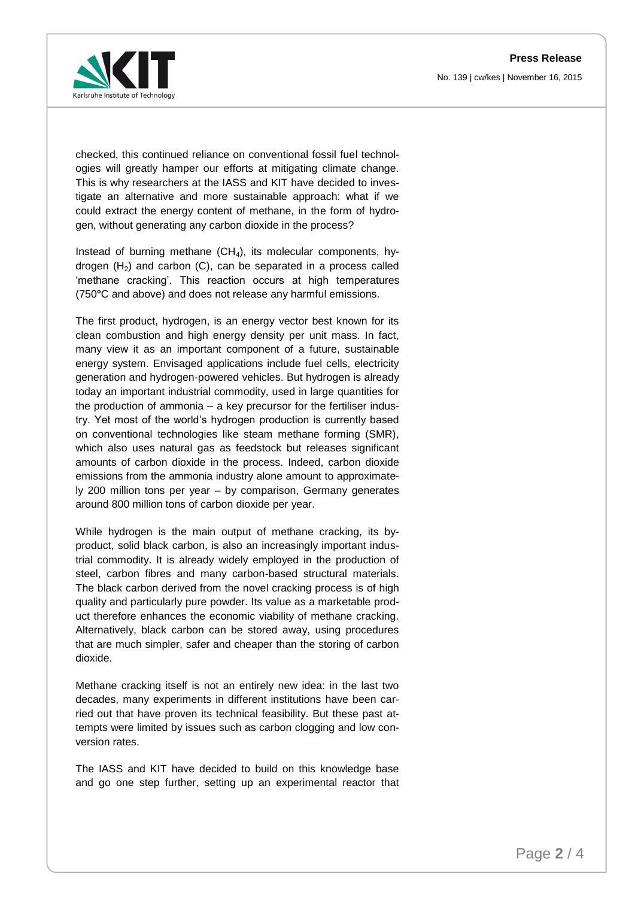checked, this continued reliance on conventional fossil fuel technologies will greatly hamper our efforts at mitigating climate change. This is why researchers at the IASS and KIT have decided to investigate an alternative and more sustainable approach: what if we could extract the energy content of methane, in the form of hydrogen, without generating any carbon dioxide in the process?

Instead of burning methane ($CH_4$), its molecular components, hydrogen ($H_2$) and carbon (C), can be separated in a process called 'methane cracking'. This reaction occurs at high temperatures (750°C and above) and does not release any harmful emissions.

The first product, hydrogen, is an energy vector best known for its clean combustion and high energy density per unit mass. In fact, many view it as an important component of a future, sustainable energy system. Envisaged applications include fuel cells, electricity generation and hydrogen-powered vehicles. But hydrogen is already today an important industrial commodity, used in large quantities for the production of ammonia – a key precursor for the fertiliser industry. Yet most of the world's hydrogen production is currently based on conventional technologies like steam methane forming (SMR), which also uses natural gas as feedstock but releases significant amounts of carbon dioxide in the process. Indeed, carbon dioxide emissions from the ammonia industry alone amount to approximately 200 million tons per year – by comparison, Germany generates around 800 million tons of carbon dioxide per year.

While hydrogen is the main output of methane cracking, its by-product, solid black carbon, is also an increasingly important industrial commodity. It is already widely employed in the production of steel, carbon fibres and many carbon-based structural materials. The black carbon derived from the novel cracking process is of high quality and particularly pure powder. Its value as a marketable product therefore enhances the economic viability of methane cracking. Alternatively, black carbon can be stored away, using procedures that are much simpler, safer and cheaper than the storing of carbon dioxide.

Methane cracking itself is not an entirely new idea: in the last two decades, many experiments in different institutions have been carried out that have proven its technical feasibility. But these past attempts were limited by issues such as carbon clogging and low conversion rates.

The IASS and KIT have decided to build on this knowledge base and go one step further, setting up an experimental reactor that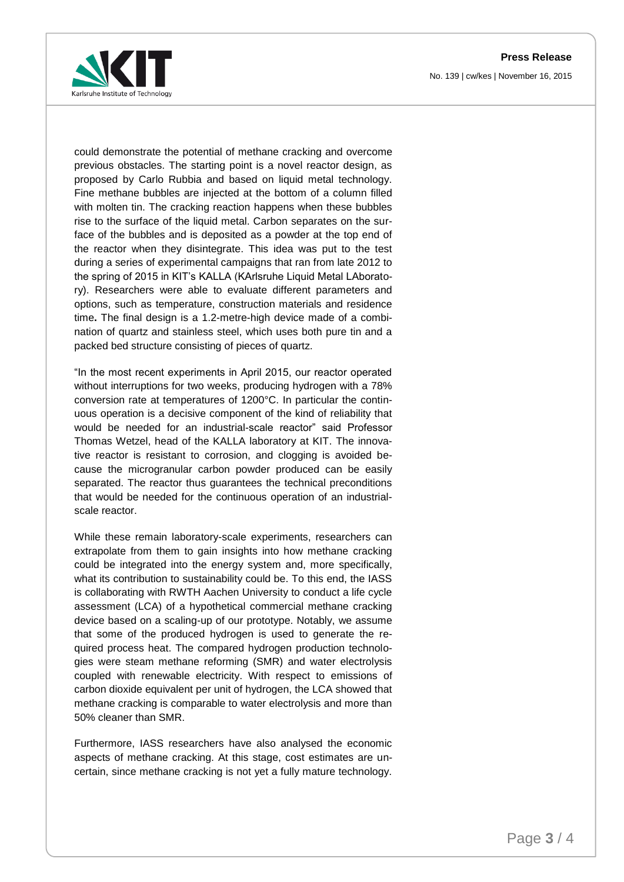could demonstrate the potential of methane cracking and overcome previous obstacles. The starting point is a novel reactor design, as proposed by Carlo Rubbia and based on liquid metal technology. Fine methane bubbles are injected at the bottom of a column filled with molten tin. The cracking reaction happens when these bubbles rise to the surface of the liquid metal. Carbon separates on the surface of the bubbles and is deposited as a powder at the top end of the reactor when they disintegrate. This idea was put to the test during a series of experimental campaigns that ran from late 2012 to the spring of 2015 in KIT's KALLA (KArlsruhe Liquid Metal LAboratory). Researchers were able to evaluate different parameters and options, such as temperature, construction materials and residence time**.** The final design is a 1.2-metre-high device made of a combination of quartz and stainless steel, which uses both pure tin and a packed bed structure consisting of pieces of quartz.

"In the most recent experiments in April 2015, our reactor operated without interruptions for two weeks, producing hydrogen with a 78% conversion rate at temperatures of 1200°C. In particular the continuous operation is a decisive component of the kind of reliability that would be needed for an industrial-scale reactor" said Professor Thomas Wetzel, head of the KALLA laboratory at KIT. The innovative reactor is resistant to corrosion, and clogging is avoided because the microgranular carbon powder produced can be easily separated. The reactor thus guarantees the technical preconditions that would be needed for the continuous operation of an industrial-scale reactor.

While these remain laboratory-scale experiments, researchers can extrapolate from them to gain insights into how methane cracking could be integrated into the energy system and, more specifically, what its contribution to sustainability could be. To this end, the IASS is collaborating with RWTH Aachen University to conduct a life cycle assessment (LCA) of a hypothetical commercial methane cracking device based on a scaling-up of our prototype. Notably, we assume that some of the produced hydrogen is used to generate the required process heat. The compared hydrogen production technologies were steam methane reforming (SMR) and water electrolysis coupled with renewable electricity. With respect to emissions of carbon dioxide equivalent per unit of hydrogen, the LCA showed that methane cracking is comparable to water electrolysis and more than 50% cleaner than SMR.

Furthermore, IASS researchers have also analysed the economic aspects of methane cracking. At this stage, cost estimates are uncertain, since methane cracking is not yet a fully mature technology.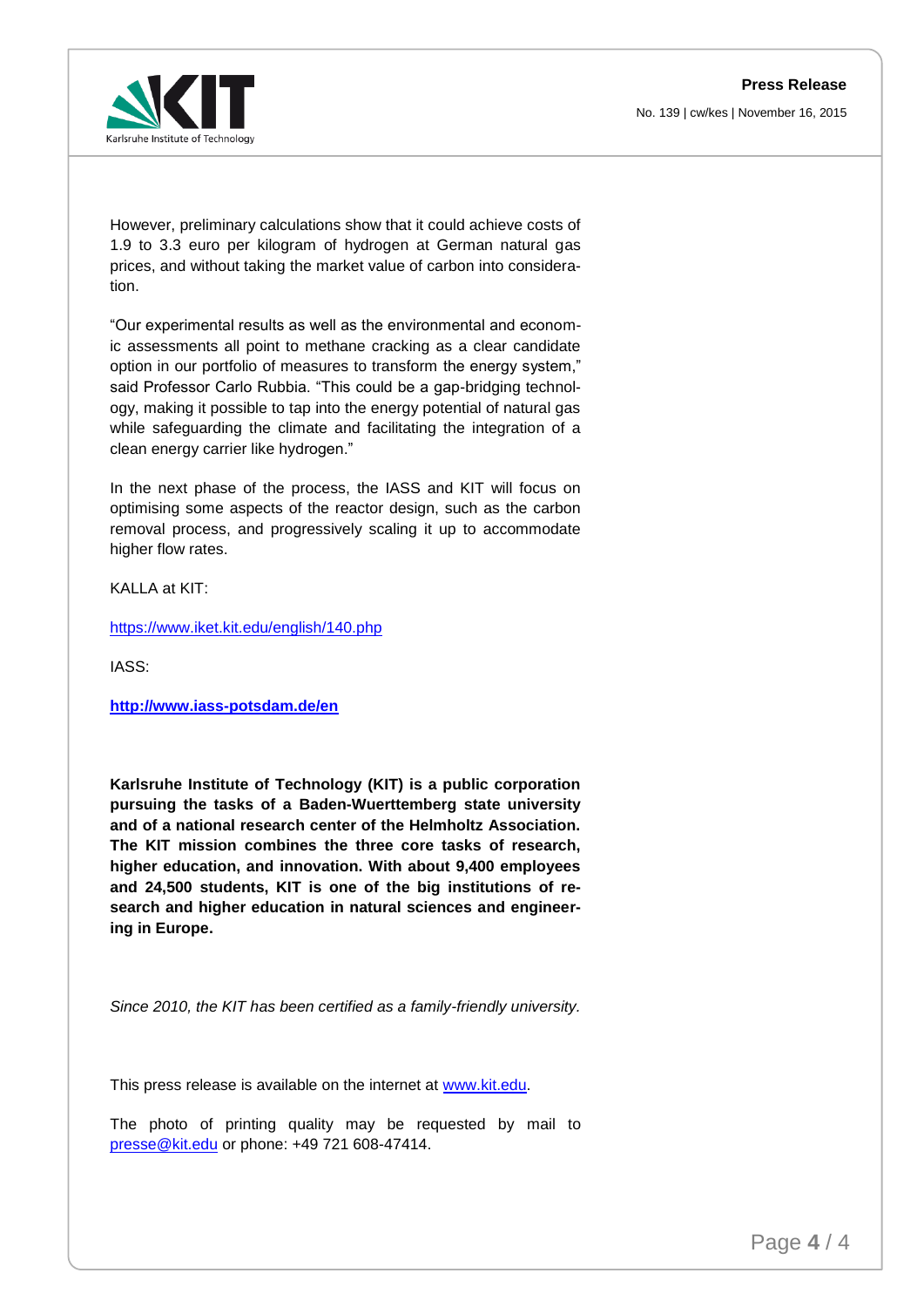However, preliminary calculations show that it could achieve costs of 1.9 to 3.3 euro per kilogram of hydrogen at German natural gas prices, and without taking the market value of carbon into consideration.

“Our experimental results as well as the environmental and economic assessments all point to methane cracking as a clear candidate option in our portfolio of measures to transform the energy system,” said Professor Carlo Rubbia. “This could be a gap-bridging technology, making it possible to tap into the energy potential of natural gas while safeguarding the climate and facilitating the integration of a clean energy carrier like hydrogen.”

In the next phase of the process, the IASS and KIT will focus on optimising some aspects of the reactor design, such as the carbon removal process, and progressively scaling it up to accommodate higher flow rates.

KALLA at KIT:

https://www.iket.kit.edu/english/140.php

IASS:

**http://www.iass-potsdam.de/en**

**Karlsruhe Institute of Technology (KIT) is a public corporation pursuing the tasks of a Baden-Wuerttemberg state university and of a national research center of the Helmholtz Association. The KIT mission combines the three core tasks of research, higher education, and innovation. With about 9,400 employees and 24,500 students, KIT is one of the big institutions of research and higher education in natural sciences and engineering in Europe.**

*Since 2010, the KIT has been certified as a family-friendly university.*

This press release is available on the internet at www.kit.edu.

The photo of printing quality may be requested by mail to presse@kit.edu or phone: +49 721 608-47414.